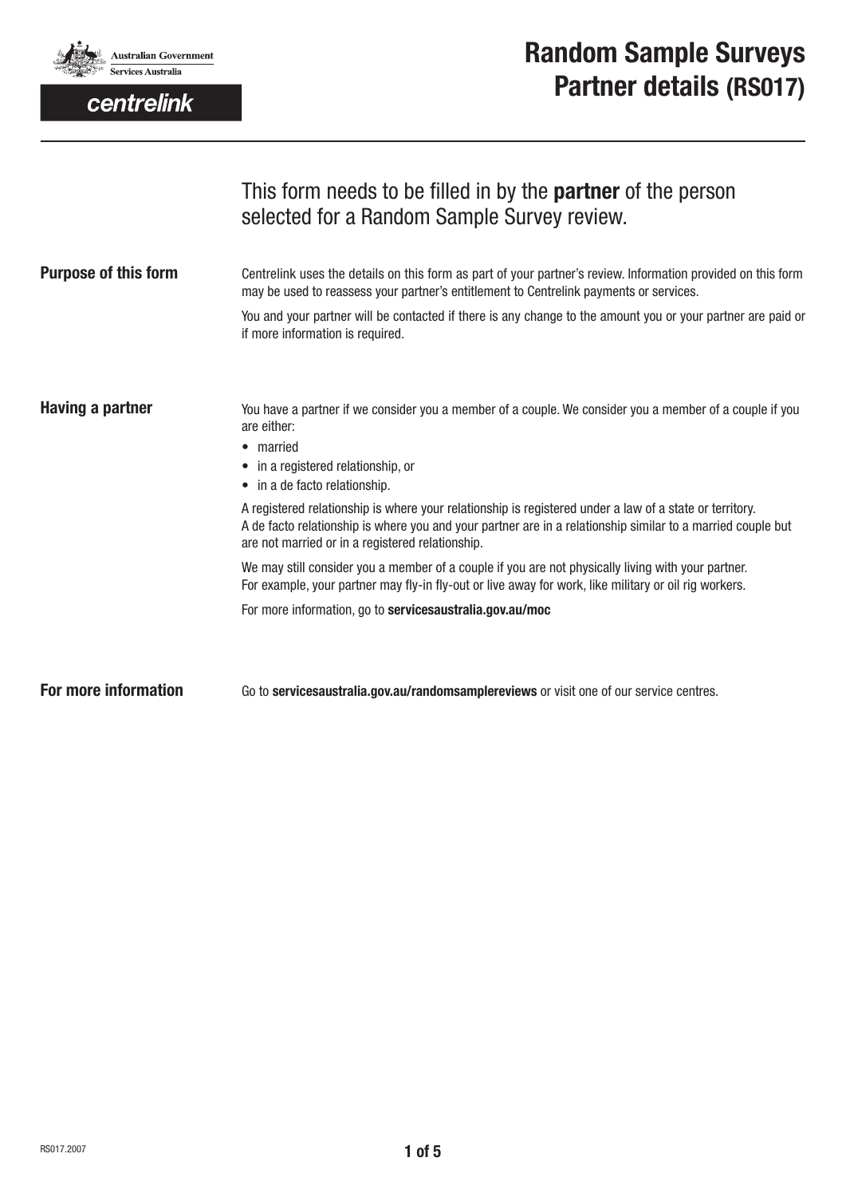Australian Government
Services Australia

centrelink

# Random Sample Surveys Partner details (RS017)

This form needs to be filled in by the **partner** of the person selected for a Random Sample Survey review.

## Purpose of this form

Centrelink uses the details on this form as part of your partner's review. Information provided on this form may be used to reassess your partner's entitlement to Centrelink payments or services.

You and your partner will be contacted if there is any change to the amount you or your partner are paid or if more information is required.

## Having a partner

You have a partner if we consider you a member of a couple. We consider you a member of a couple if you are either:

- married
- in a registered relationship, or
- in a de facto relationship.

A registered relationship is where your relationship is registered under a law of a state or territory.
A de facto relationship is where you and your partner are in a relationship similar to a married couple but are not married or in a registered relationship.

We may still consider you a member of a couple if you are not physically living with your partner.
For example, your partner may fly-in fly-out or live away for work, like military or oil rig workers.

For more information, go to **servicesaustralia.gov.au/moc**

## For more information

Go to **servicesaustralia.gov.au/randomsamplereviews** or visit one of our service centres.

RS017.2007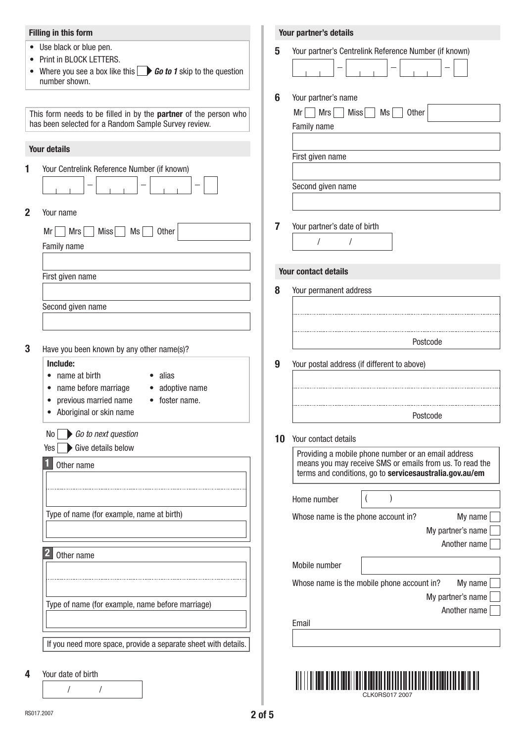## Filling in this form

- Use black or blue pen.
- Print in BLOCK LETTERS.
- Where you see a box like this ☐ ▶ ***Go to 1*** skip to the question number shown.

This form needs to be filled in by the **partner** of the person who has been selected for a Random Sample Survey review.

## Your details

**1** Your Centrelink Reference Number (if known)

☐☐☐ – ☐☐☐ – ☐☐☐ – ☐

**2** Your name

Mr ☐ Mrs ☐ Miss ☐ Ms ☐ Other ________

Family name

First given name

Second given name

**3** Have you been known by any other name(s)?

**Include:**

- name at birth
- name before marriage
- previous married name
- Aboriginal or skin name
- alias
- adoptive name
- foster name.

No ☐ ▶ *Go to next question*

Yes ☐ ▶ Give details below

**1** Other name

Type of name (for example, name at birth)

**2** Other name

Type of name (for example, name before marriage)

If you need more space, provide a separate sheet with details.

**4** Your date of birth

/ /

## Your partner's details

**5** Your partner's Centrelink Reference Number (if known)

☐☐☐ – ☐☐☐ – ☐☐☐ – ☐

**6** Your partner's name

Mr ☐ Mrs ☐ Miss ☐ Ms ☐ Other ________

Family name

First given name

Second given name

**7** Your partner's date of birth

/ /

## Your contact details

**8** Your permanent address

Postcode

**9** Your postal address (if different to above)

Postcode

**10** Your contact details

Providing a mobile phone number or an email address means you may receive SMS or emails from us. To read the terms and conditions, go to **servicesaustralia.gov.au/em**

Home number ( )

Whose name is the phone account in? My name ☐ My partner's name ☐ Another name ☐

Mobile number

Whose name is the mobile phone account in? My name ☐ My partner's name ☐ Another name ☐

Email

CLK0RS017 2007

RS017.2007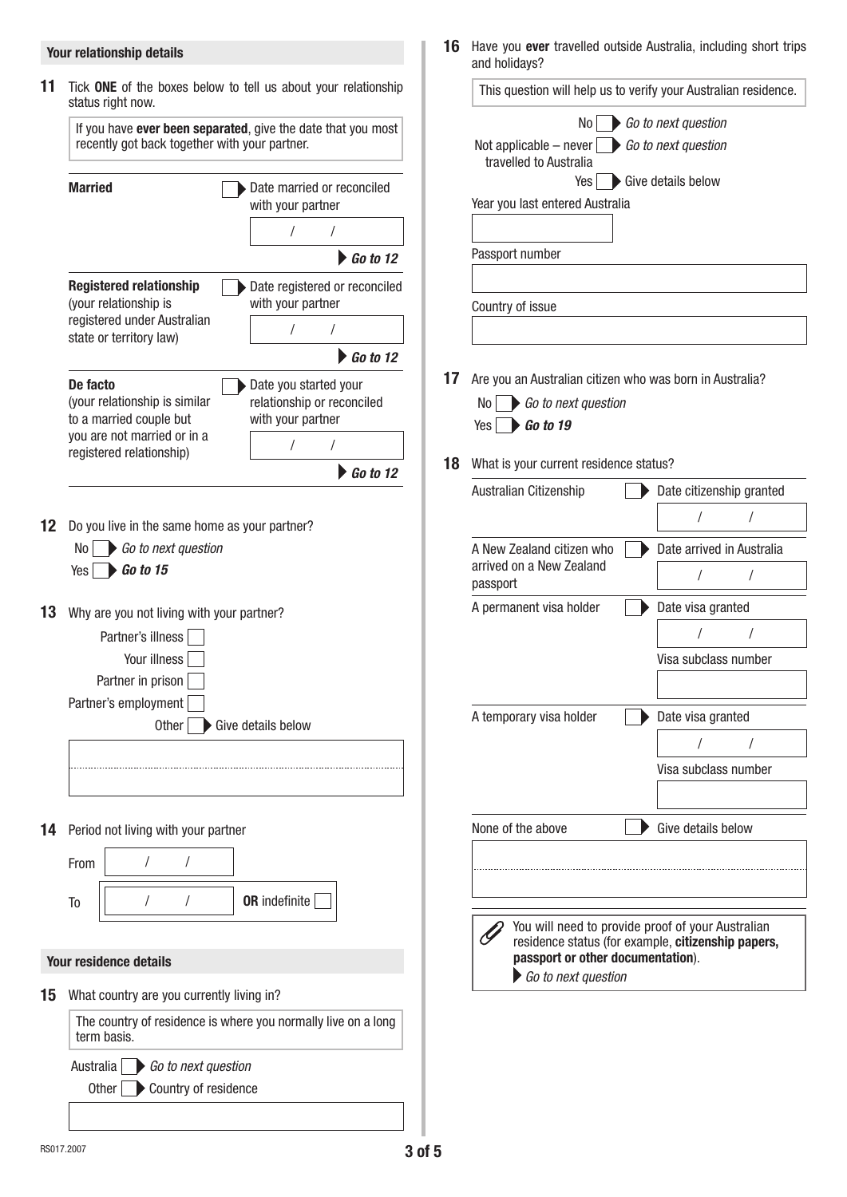## Your relationship details

**11** Tick **ONE** of the boxes below to tell us about your relationship status right now.

If you have **ever been separated**, give the date that you most recently got back together with your partner.

**Married** ☐ Date married or reconciled with your partner

/ /

**Go to 12**

**Registered relationship** (your relationship is registered under Australian state or territory law) ☐ Date registered or reconciled with your partner

/ /

**Go to 12**

**De facto** (your relationship is similar to a married couple but you are not married or in a registered relationship) ☐ Date you started your relationship or reconciled with your partner

/ /

**Go to 12**

**12** Do you live in the same home as your partner?

No ☐ *Go to next question*

Yes ☐ ***Go to 15***

**13** Why are you not living with your partner?

Partner's illness ☐

Your illness ☐

Partner in prison ☐

Partner's employment ☐

Other ☐ Give details below

**14** Period not living with your partner

From / /

To / / **OR** indefinite ☐

## Your residence details

**15** What country are you currently living in?

The country of residence is where you normally live on a long term basis.

Australia ☐ *Go to next question*

Other ☐ Country of residence

**16** Have you **ever** travelled outside Australia, including short trips and holidays?

This question will help us to verify your Australian residence.

No ☐ *Go to next question*

Not applicable – never travelled to Australia ☐ *Go to next question*

Yes ☐ Give details below

Year you last entered Australia

Passport number

Country of issue

**17** Are you an Australian citizen who was born in Australia?

No ☐ *Go to next question*

Yes ☐ ***Go to 19***

**18** What is your current residence status?

Australian Citizenship ☐ Date citizenship granted

/ /

A New Zealand citizen who arrived on a New Zealand passport ☐ Date arrived in Australia

/ /

A permanent visa holder ☐ Date visa granted

/ /

Visa subclass number

A temporary visa holder ☐ Date visa granted

/ /

Visa subclass number

None of the above ☐ Give details below

You will need to provide proof of your Australian residence status (for example, **citizenship papers, passport or other documentation**).

*Go to next question*

RS017.2007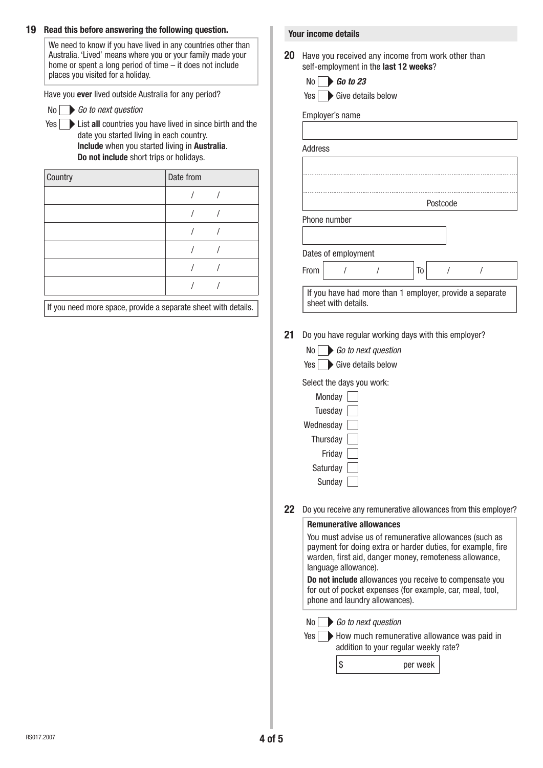**19 Read this before answering the following question.**

> We need to know if you have lived in any countries other than Australia. 'Lived' means where you or your family made your home or spent a long period of time – it does not include places you visited for a holiday.

Have you **ever** lived outside Australia for any period?

- No ☐ ▶ *Go to next question*
- Yes ☐ ▶ List **all** countries you have lived in since birth and the date you started living in each country. **Include** when you started living in **Australia**. **Do not include** short trips or holidays.

| Country | Date from |
|---|---|
| | / / |
| | / / |
| | / / |
| | / / |
| | / / |
| | / / |

If you need more space, provide a separate sheet with details.

## Your income details

**20** Have you received any income from work other than self-employment in the **last 12 weeks**?

- No ☐ ▶ ***Go to 23***
- Yes ☐ ▶ Give details below

Employer's name

Address

Postcode

Phone number

Dates of employment

From / / To / /

If you have had more than 1 employer, provide a separate sheet with details.

**21** Do you have regular working days with this employer?

- No ☐ ▶ *Go to next question*
- Yes ☐ ▶ Give details below

Select the days you work:

- Monday ☐
- Tuesday ☐
- Wednesday ☐
- Thursday ☐
- Friday ☐
- Saturday ☐
- Sunday ☐

**22** Do you receive any remunerative allowances from this employer?

> **Remunerative allowances**
>
> You must advise us of remunerative allowances (such as payment for doing extra or harder duties, for example, fire warden, first aid, danger money, remoteness allowance, language allowance).
>
> **Do not include** allowances you receive to compensate you for out of pocket expenses (for example, car, meal, tool, phone and laundry allowances).

- No ☐ ▶ *Go to next question*
- Yes ☐ ▶ How much remunerative allowance was paid in addition to your regular weekly rate?

$ per week

RS017.2007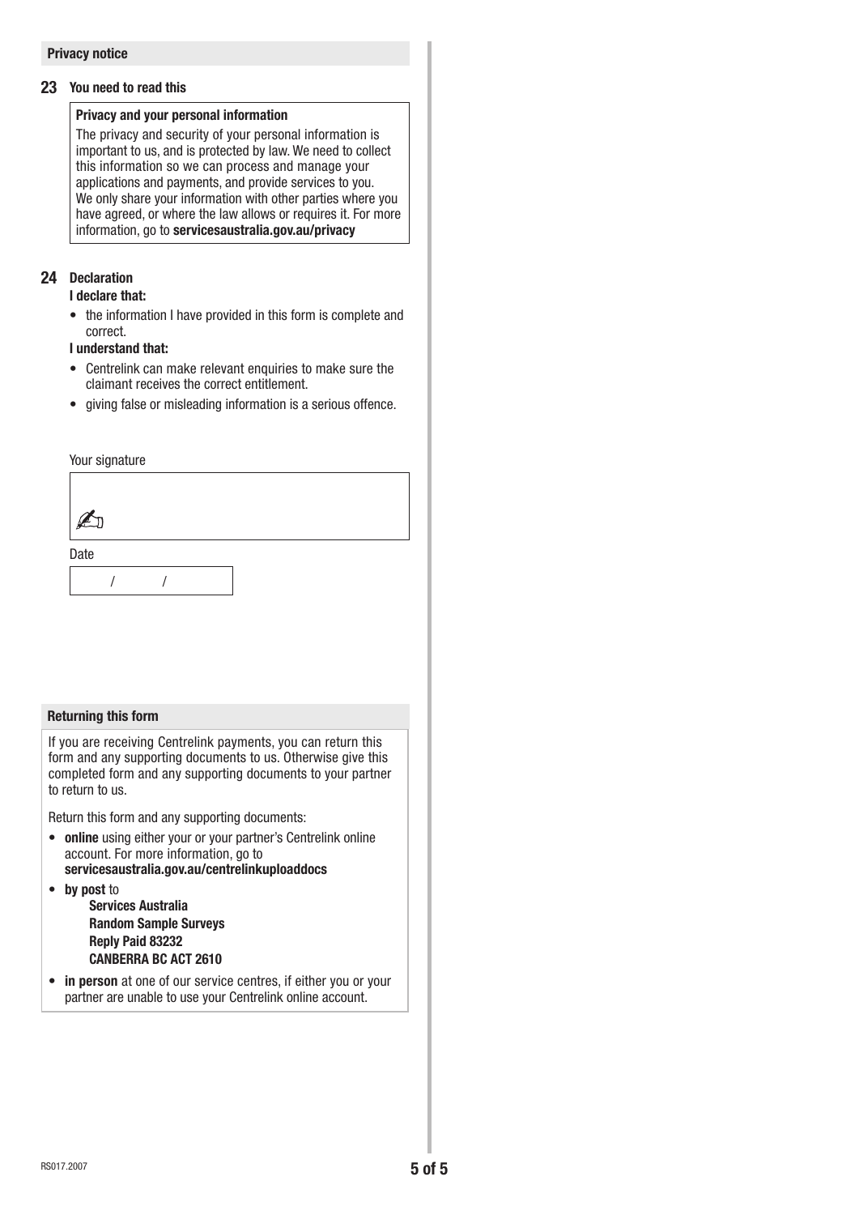## Privacy notice

**23 You need to read this**

**Privacy and your personal information**

The privacy and security of your personal information is important to us, and is protected by law. We need to collect this information so we can process and manage your applications and payments, and provide services to you. We only share your information with other parties where you have agreed, or where the law allows or requires it. For more information, go to **servicesaustralia.gov.au/privacy**

**24 Declaration**

**I declare that:**

- the information I have provided in this form is complete and correct.

**I understand that:**

- Centrelink can make relevant enquiries to make sure the claimant receives the correct entitlement.
- giving false or misleading information is a serious offence.

Your signature

✍

Date

/ /

## Returning this form

If you are receiving Centrelink payments, you can return this form and any supporting documents to us. Otherwise give this completed form and any supporting documents to your partner to return to us.

Return this form and any supporting documents:

- **online** using either your or your partner's Centrelink online account. For more information, go to **servicesaustralia.gov.au/centrelinkuploaddocs**
- **by post** to
  **Services Australia**
  **Random Sample Surveys**
  **Reply Paid 83232**
  **CANBERRA BC ACT 2610**
- **in person** at one of our service centres, if either you or your partner are unable to use your Centrelink online account.

RS017.2007